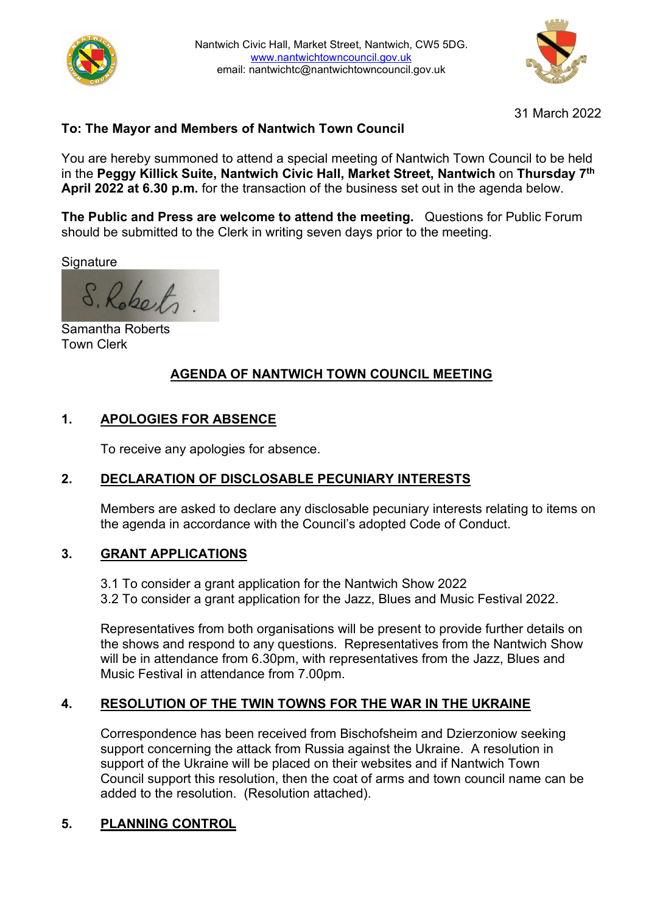Nantwich Civic Hall, Market Street, Nantwich, CW5 5DG.
www.nantwichtowncouncil.gov.uk
email: nantwichtc@nantwichtowncouncil.gov.uk

31 March 2022

**To: The Mayor and Members of Nantwich Town Council**

You are hereby summoned to attend a special meeting of Nantwich Town Council to be held in the **Peggy Killick Suite, Nantwich Civic Hall, Market Street, Nantwich** on **Thursday 7th April 2022 at 6.30 p.m.** for the transaction of the business set out in the agenda below.

**The Public and Press are welcome to attend the meeting.** Questions for Public Forum should be submitted to the Clerk in writing seven days prior to the meeting.

Signature

S. Roberts.

Samantha Roberts
Town Clerk

## AGENDA OF NANTWICH TOWN COUNCIL MEETING

### 1. APOLOGIES FOR ABSENCE

To receive any apologies for absence.

### 2. DECLARATION OF DISCLOSABLE PECUNIARY INTERESTS

Members are asked to declare any disclosable pecuniary interests relating to items on the agenda in accordance with the Council's adopted Code of Conduct.

### 3. GRANT APPLICATIONS

3.1 To consider a grant application for the Nantwich Show 2022
3.2 To consider a grant application for the Jazz, Blues and Music Festival 2022.

Representatives from both organisations will be present to provide further details on the shows and respond to any questions. Representatives from the Nantwich Show will be in attendance from 6.30pm, with representatives from the Jazz, Blues and Music Festival in attendance from 7.00pm.

### 4. RESOLUTION OF THE TWIN TOWNS FOR THE WAR IN THE UKRAINE

Correspondence has been received from Bischofsheim and Dzierzoniow seeking support concerning the attack from Russia against the Ukraine. A resolution in support of the Ukraine will be placed on their websites and if Nantwich Town Council support this resolution, then the coat of arms and town council name can be added to the resolution. (Resolution attached).

### 5. PLANNING CONTROL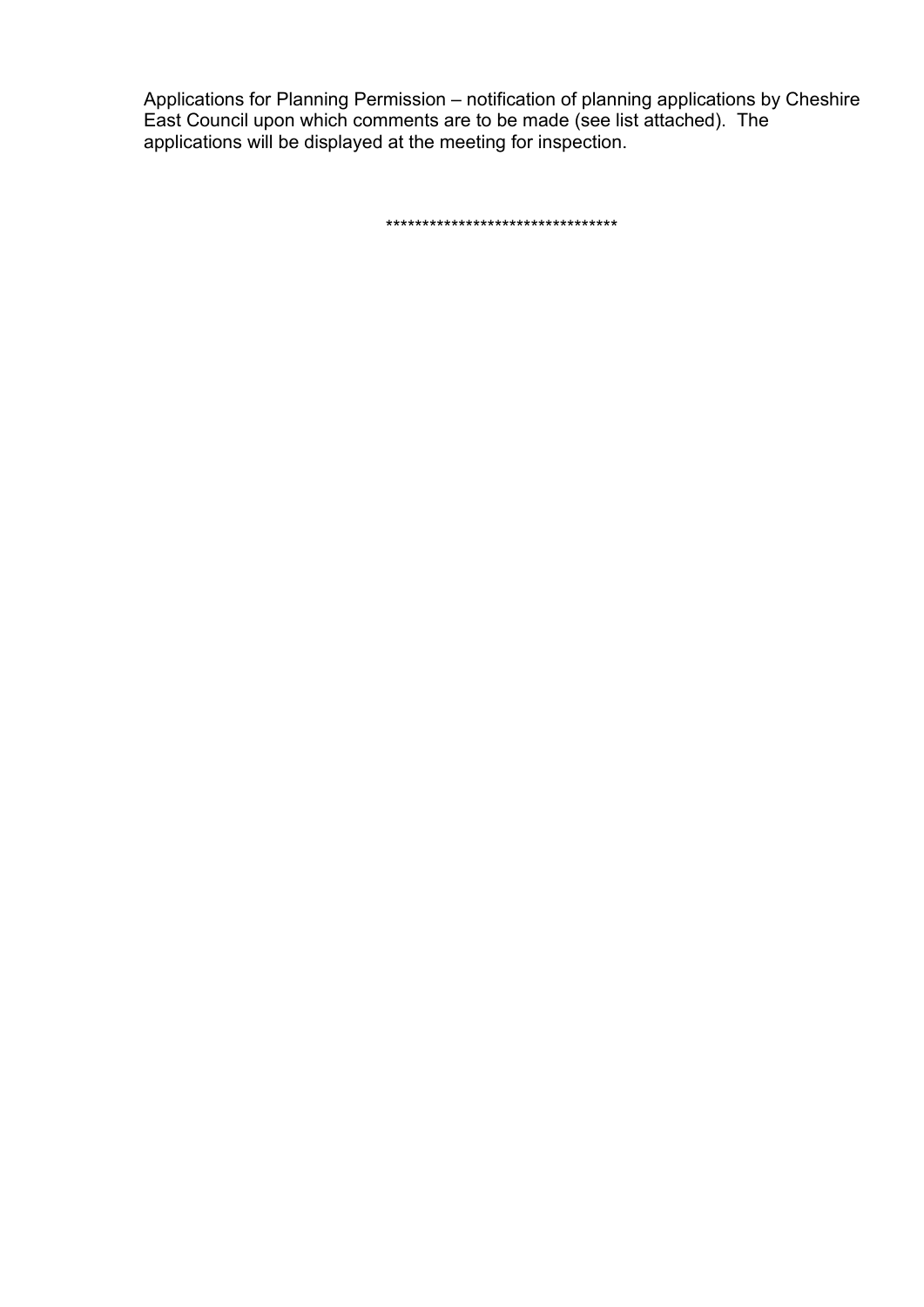Applications for Planning Permission – notification of planning applications by Cheshire East Council upon which comments are to be made (see list attached). The applications will be displayed at the meeting for inspection.

********************************